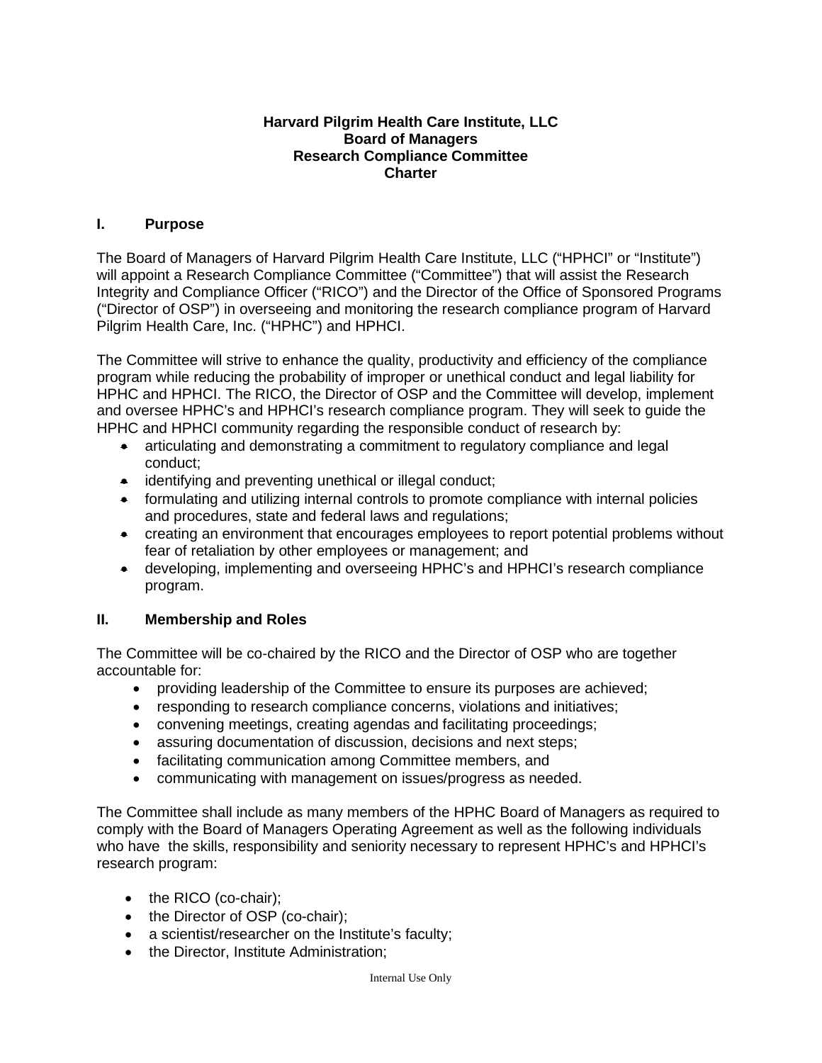**Harvard Pilgrim Health Care Institute, LLC**
**Board of Managers**
**Research Compliance Committee**
**Charter**

## I. Purpose

The Board of Managers of Harvard Pilgrim Health Care Institute, LLC ("HPHCI" or "Institute") will appoint a Research Compliance Committee ("Committee") that will assist the Research Integrity and Compliance Officer ("RICO") and the Director of the Office of Sponsored Programs ("Director of OSP") in overseeing and monitoring the research compliance program of Harvard Pilgrim Health Care, Inc. ("HPHC") and HPHCI.

The Committee will strive to enhance the quality, productivity and efficiency of the compliance program while reducing the probability of improper or unethical conduct and legal liability for HPHC and HPHCI. The RICO, the Director of OSP and the Committee will develop, implement and oversee HPHC's and HPHCI's research compliance program. They will seek to guide the HPHC and HPHCI community regarding the responsible conduct of research by:

- articulating and demonstrating a commitment to regulatory compliance and legal conduct;
- identifying and preventing unethical or illegal conduct;
- formulating and utilizing internal controls to promote compliance with internal policies and procedures, state and federal laws and regulations;
- creating an environment that encourages employees to report potential problems without fear of retaliation by other employees or management; and
- developing, implementing and overseeing HPHC's and HPHCI's research compliance program.

## II. Membership and Roles

The Committee will be co-chaired by the RICO and the Director of OSP who are together accountable for:

- providing leadership of the Committee to ensure its purposes are achieved;
- responding to research compliance concerns, violations and initiatives;
- convening meetings, creating agendas and facilitating proceedings;
- assuring documentation of discussion, decisions and next steps;
- facilitating communication among Committee members, and
- communicating with management on issues/progress as needed.

The Committee shall include as many members of the HPHC Board of Managers as required to comply with the Board of Managers Operating Agreement as well as the following individuals who have the skills, responsibility and seniority necessary to represent HPHC's and HPHCI's research program:

- the RICO (co-chair);
- the Director of OSP (co-chair);
- a scientist/researcher on the Institute's faculty;
- the Director, Institute Administration;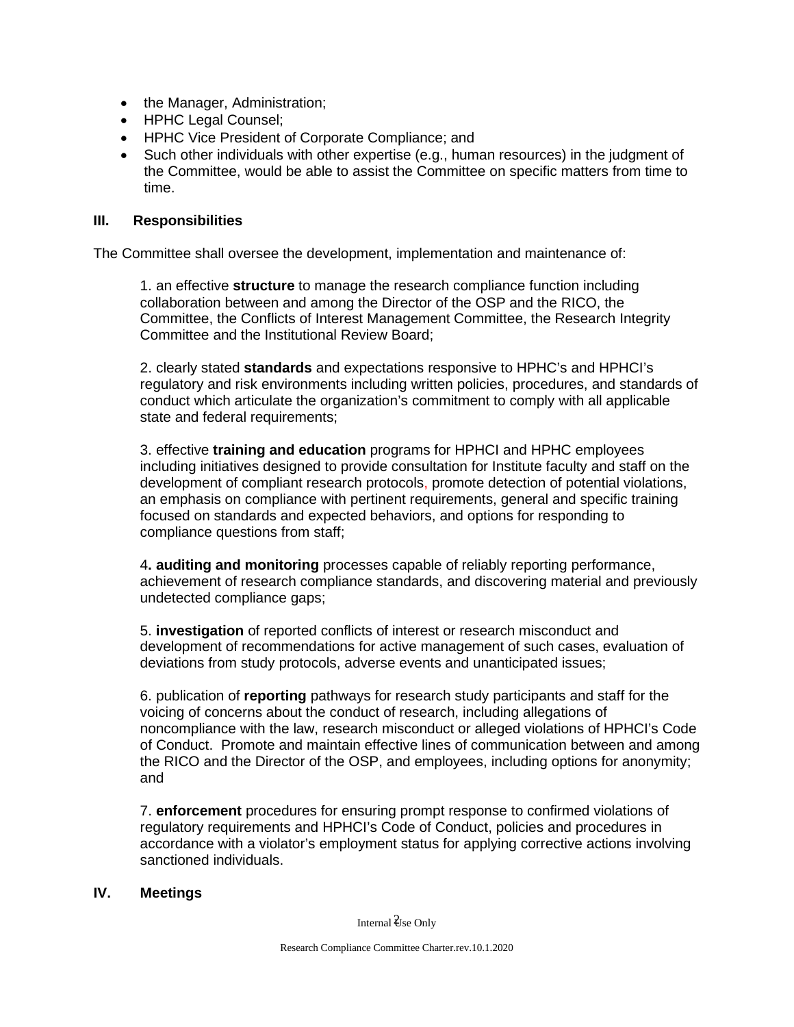- the Manager, Administration;
- HPHC Legal Counsel;
- HPHC Vice President of Corporate Compliance; and
- Such other individuals with other expertise (e.g., human resources) in the judgment of the Committee, would be able to assist the Committee on specific matters from time to time.

## III. Responsibilities

The Committee shall oversee the development, implementation and maintenance of:

1. an effective **structure** to manage the research compliance function including collaboration between and among the Director of the OSP and the RICO, the Committee, the Conflicts of Interest Management Committee, the Research Integrity Committee and the Institutional Review Board;

2. clearly stated **standards** and expectations responsive to HPHC's and HPHCI's regulatory and risk environments including written policies, procedures, and standards of conduct which articulate the organization's commitment to comply with all applicable state and federal requirements;

3. effective **training and education** programs for HPHCI and HPHC employees including initiatives designed to provide consultation for Institute faculty and staff on the development of compliant research protocols, promote detection of potential violations, an emphasis on compliance with pertinent requirements, general and specific training focused on standards and expected behaviors, and options for responding to compliance questions from staff;

4**. auditing and monitoring** processes capable of reliably reporting performance, achievement of research compliance standards, and discovering material and previously undetected compliance gaps;

5. **investigation** of reported conflicts of interest or research misconduct and development of recommendations for active management of such cases, evaluation of deviations from study protocols, adverse events and unanticipated issues;

6. publication of **reporting** pathways for research study participants and staff for the voicing of concerns about the conduct of research, including allegations of noncompliance with the law, research misconduct or alleged violations of HPHCI's Code of Conduct. Promote and maintain effective lines of communication between and among the RICO and the Director of the OSP, and employees, including options for anonymity; and

7. **enforcement** procedures for ensuring prompt response to confirmed violations of regulatory requirements and HPHCI's Code of Conduct, policies and procedures in accordance with a violator's employment status for applying corrective actions involving sanctioned individuals.

## IV. Meetings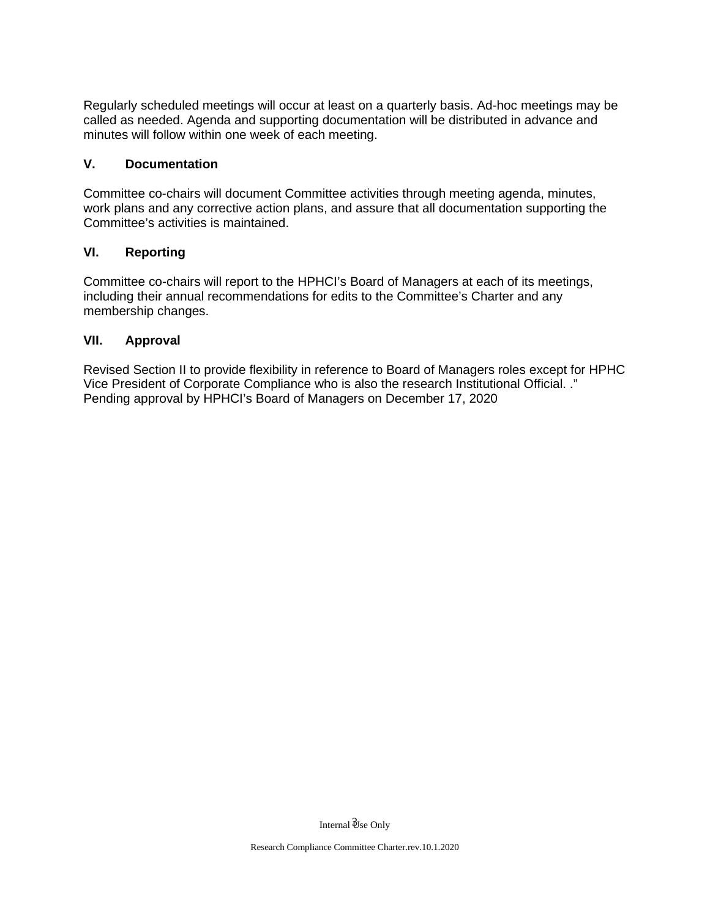Regularly scheduled meetings will occur at least on a quarterly basis. Ad-hoc meetings may be called as needed. Agenda and supporting documentation will be distributed in advance and minutes will follow within one week of each meeting.

## V. Documentation

Committee co-chairs will document Committee activities through meeting agenda, minutes, work plans and any corrective action plans, and assure that all documentation supporting the Committee's activities is maintained.

## VI. Reporting

Committee co-chairs will report to the HPHCI's Board of Managers at each of its meetings, including their annual recommendations for edits to the Committee's Charter and any membership changes.

## VII. Approval

Revised Section II to provide flexibility in reference to Board of Managers roles except for HPHC Vice President of Corporate Compliance who is also the research Institutional Official. ."
Pending approval by HPHCI's Board of Managers on December 17, 2020